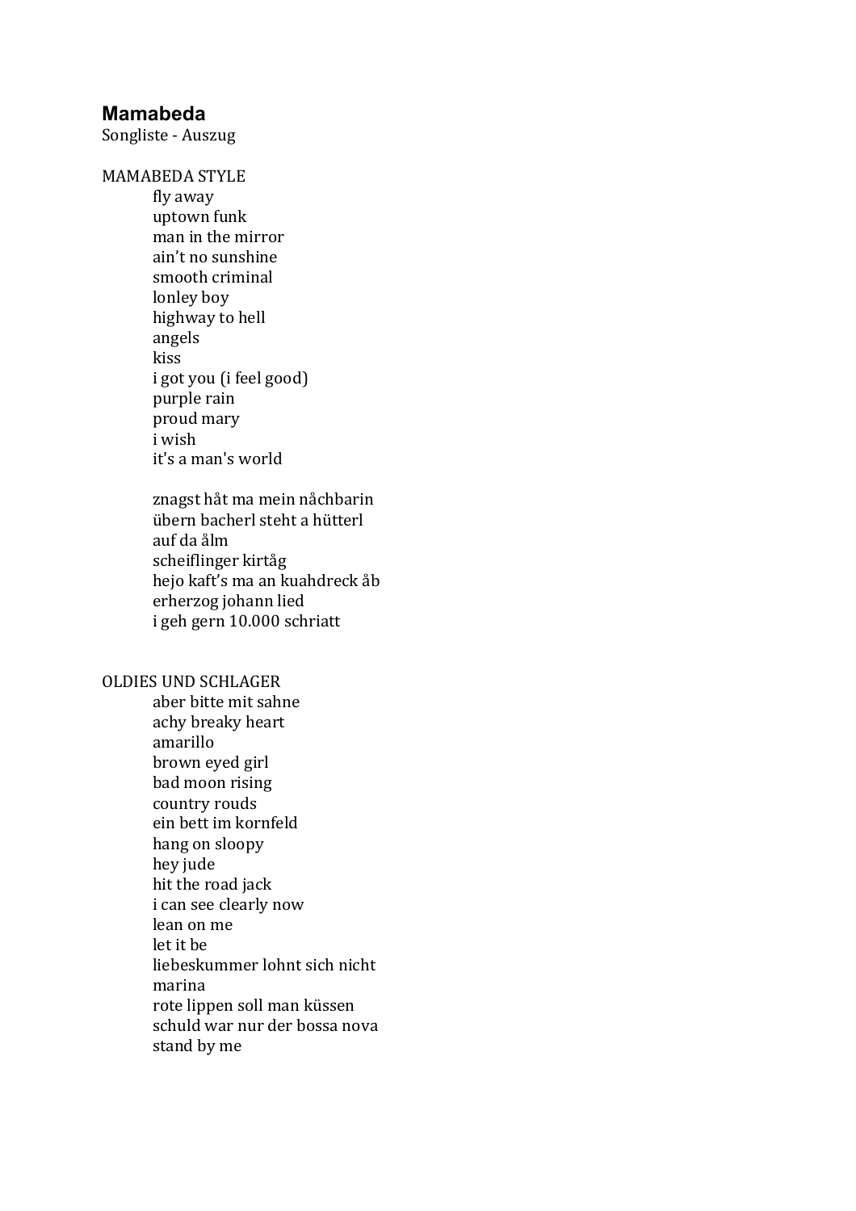# Mamabeda

Songliste - Auszug

## MAMABEDA STYLE

- fly away
- uptown funk
- man in the mirror
- ain’t no sunshine
- smooth criminal
- lonley boy
- highway to hell
- angels
- kiss
- i got you (i feel good)
- purple rain
- proud mary
- i wish
- it's a man's world

- znagst håt ma mein nåchbarin
- übern bacherl steht a hütterl
- auf da ålm
- scheiflinger kirtåg
- hejo kaft’s ma an kuahdreck åb
- erherzog johann lied
- i geh gern 10.000 schriatt

## OLDIES UND SCHLAGER

- aber bitte mit sahne
- achy breaky heart
- amarillo
- brown eyed girl
- bad moon rising
- country rouds
- ein bett im kornfeld
- hang on sloopy
- hey jude
- hit the road jack
- i can see clearly now
- lean on me
- let it be
- liebeskummer lohnt sich nicht
- marina
- rote lippen soll man küssen
- schuld war nur der bossa nova
- stand by me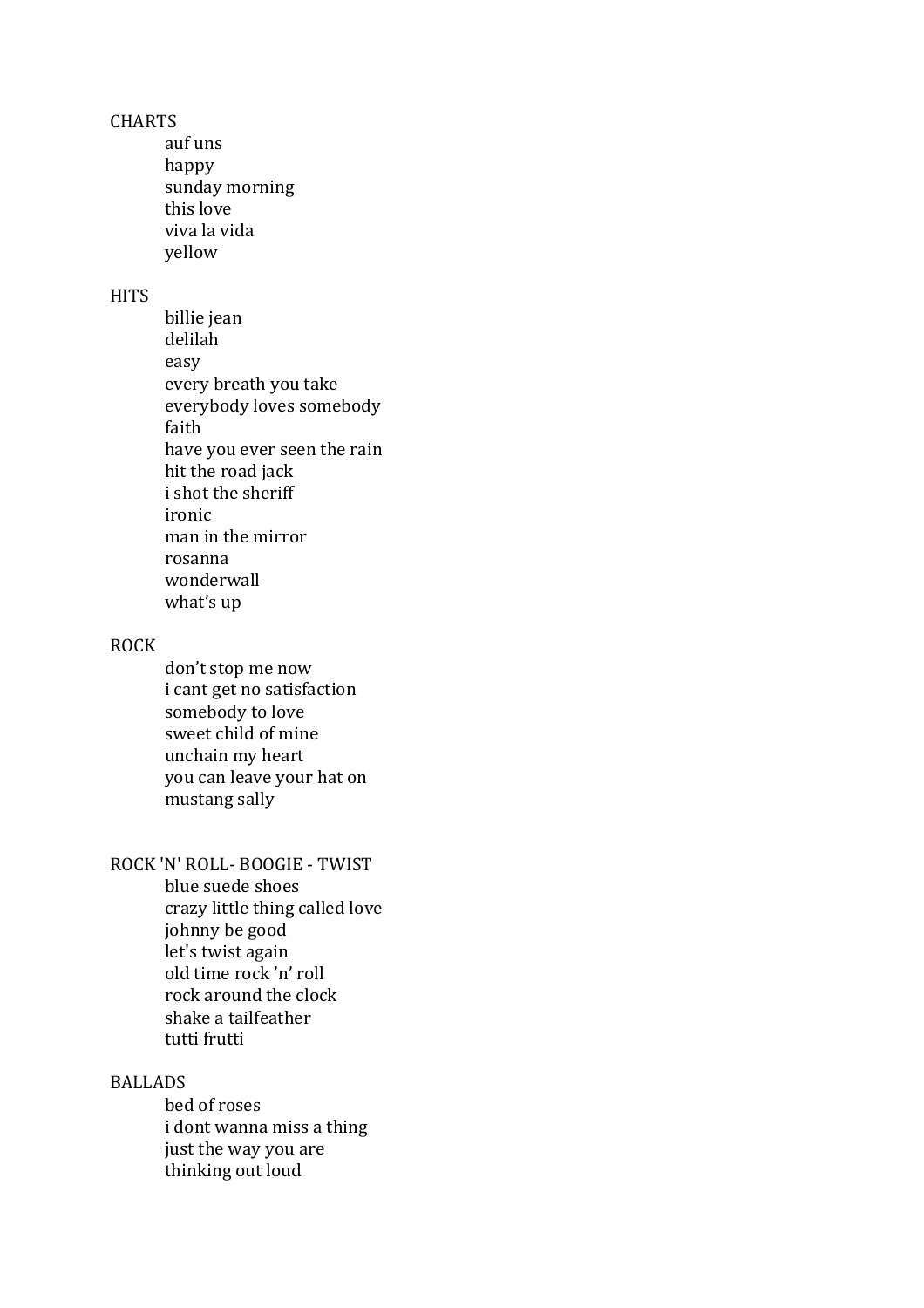## CHARTS

- auf uns
- happy
- sunday morning
- this love
- viva la vida
- yellow

## HITS

- billie jean
- delilah
- easy
- every breath you take
- everybody loves somebody
- faith
- have you ever seen the rain
- hit the road jack
- i shot the sheriff
- ironic
- man in the mirror
- rosanna
- wonderwall
- what's up

## ROCK

- don't stop me now
- i cant get no satisfaction
- somebody to love
- sweet child of mine
- unchain my heart
- you can leave your hat on
- mustang sally

## ROCK 'N' ROLL- BOOGIE - TWIST

- blue suede shoes
- crazy little thing called love
- johnny be good
- let's twist again
- old time rock 'n' roll
- rock around the clock
- shake a tailfeather
- tutti frutti

## BALLADS

- bed of roses
- i dont wanna miss a thing
- just the way you are
- thinking out loud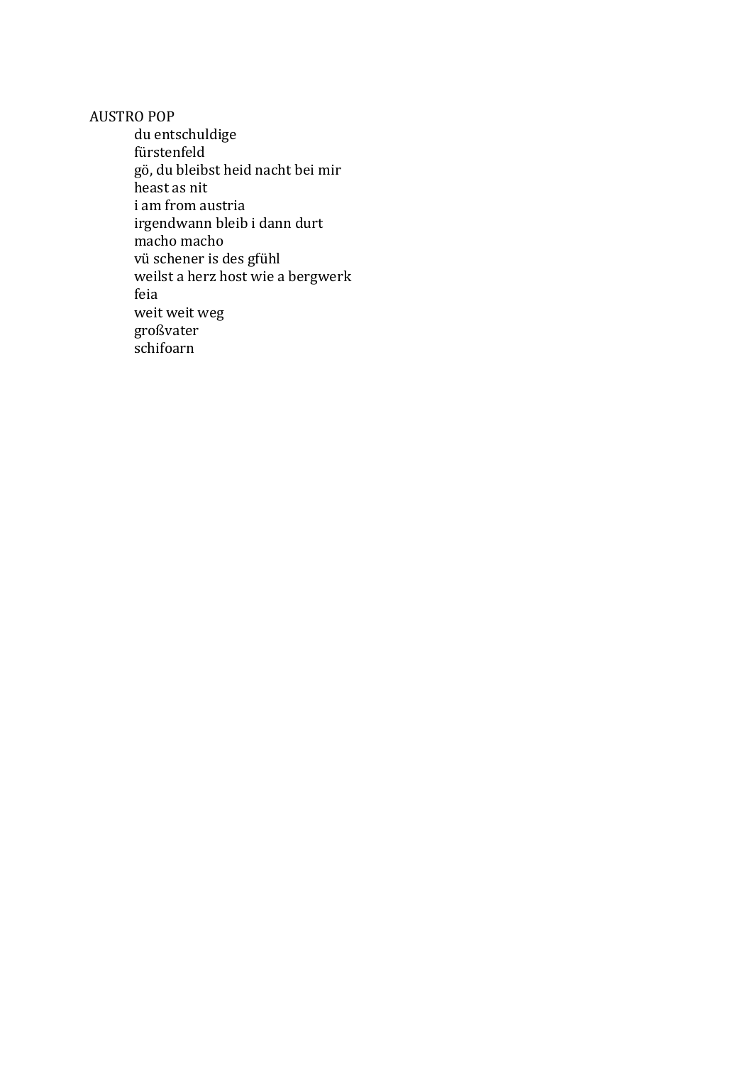AUSTRO POP

- du entschuldige
- fürstenfeld
- gö, du bleibst heid nacht bei mir
- heast as nit
- i am from austria
- irgendwann bleib i dann durt
- macho macho
- vü schener is des gfühl
- weilst a herz host wie a bergwerk
- feia
- weit weit weg
- großvater
- schifoarn